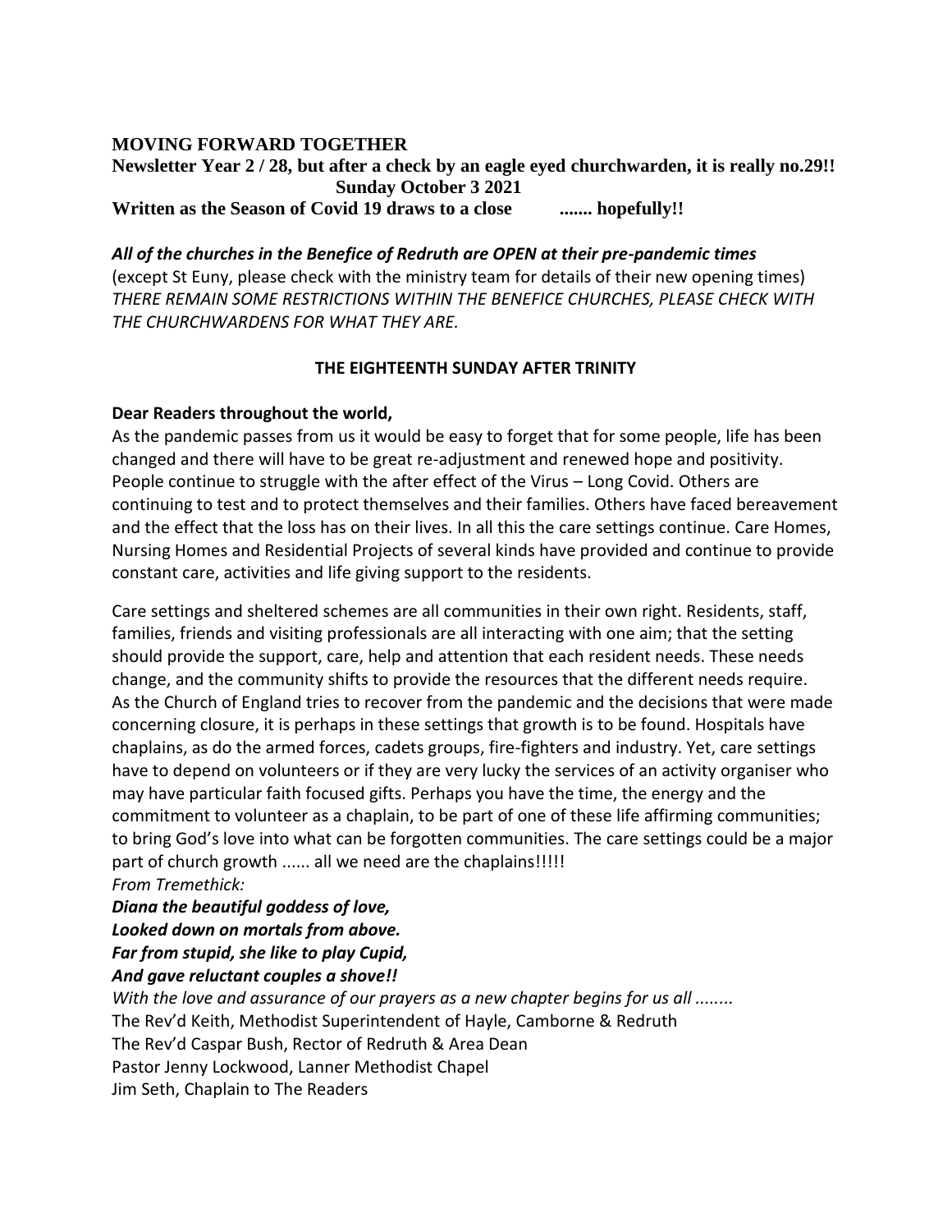**MOVING FORWARD TOGETHER**

**Newsletter Year 2 / 28, but after a check by an eagle eyed churchwarden, it is really no.29!!**
**Sunday October 3 2021**
**Written as the Season of Covid 19 draws to a close ....... hopefully!!**

***All of the churches in the Benefice of Redruth are OPEN at their pre-pandemic times***
(except St Euny, please check with the ministry team for details of their new opening times)
*THERE REMAIN SOME RESTRICTIONS WITHIN THE BENEFICE CHURCHES, PLEASE CHECK WITH THE CHURCHWARDENS FOR WHAT THEY ARE.*

**THE EIGHTEENTH SUNDAY AFTER TRINITY**

**Dear Readers throughout the world,**

As the pandemic passes from us it would be easy to forget that for some people, life has been changed and there will have to be great re-adjustment and renewed hope and positivity. People continue to struggle with the after effect of the Virus – Long Covid. Others are continuing to test and to protect themselves and their families. Others have faced bereavement and the effect that the loss has on their lives. In all this the care settings continue. Care Homes, Nursing Homes and Residential Projects of several kinds have provided and continue to provide constant care, activities and life giving support to the residents.

Care settings and sheltered schemes are all communities in their own right. Residents, staff, families, friends and visiting professionals are all interacting with one aim; that the setting should provide the support, care, help and attention that each resident needs. These needs change, and the community shifts to provide the resources that the different needs require. As the Church of England tries to recover from the pandemic and the decisions that were made concerning closure, it is perhaps in these settings that growth is to be found. Hospitals have chaplains, as do the armed forces, cadets groups, fire-fighters and industry. Yet, care settings have to depend on volunteers or if they are very lucky the services of an activity organiser who may have particular faith focused gifts. Perhaps you have the time, the energy and the commitment to volunteer as a chaplain, to be part of one of these life affirming communities; to bring God's love into what can be forgotten communities. The care settings could be a major part of church growth ...... all we need are the chaplains!!!!!

*From Tremethick:*

***Diana the beautiful goddess of love,***
***Looked down on mortals from above.***
***Far from stupid, she like to play Cupid,***
***And gave reluctant couples a shove!!***

*With the love and assurance of our prayers as a new chapter begins for us all ........*

The Rev'd Keith, Methodist Superintendent of Hayle, Camborne & Redruth
The Rev'd Caspar Bush, Rector of Redruth & Area Dean
Pastor Jenny Lockwood, Lanner Methodist Chapel
Jim Seth, Chaplain to The Readers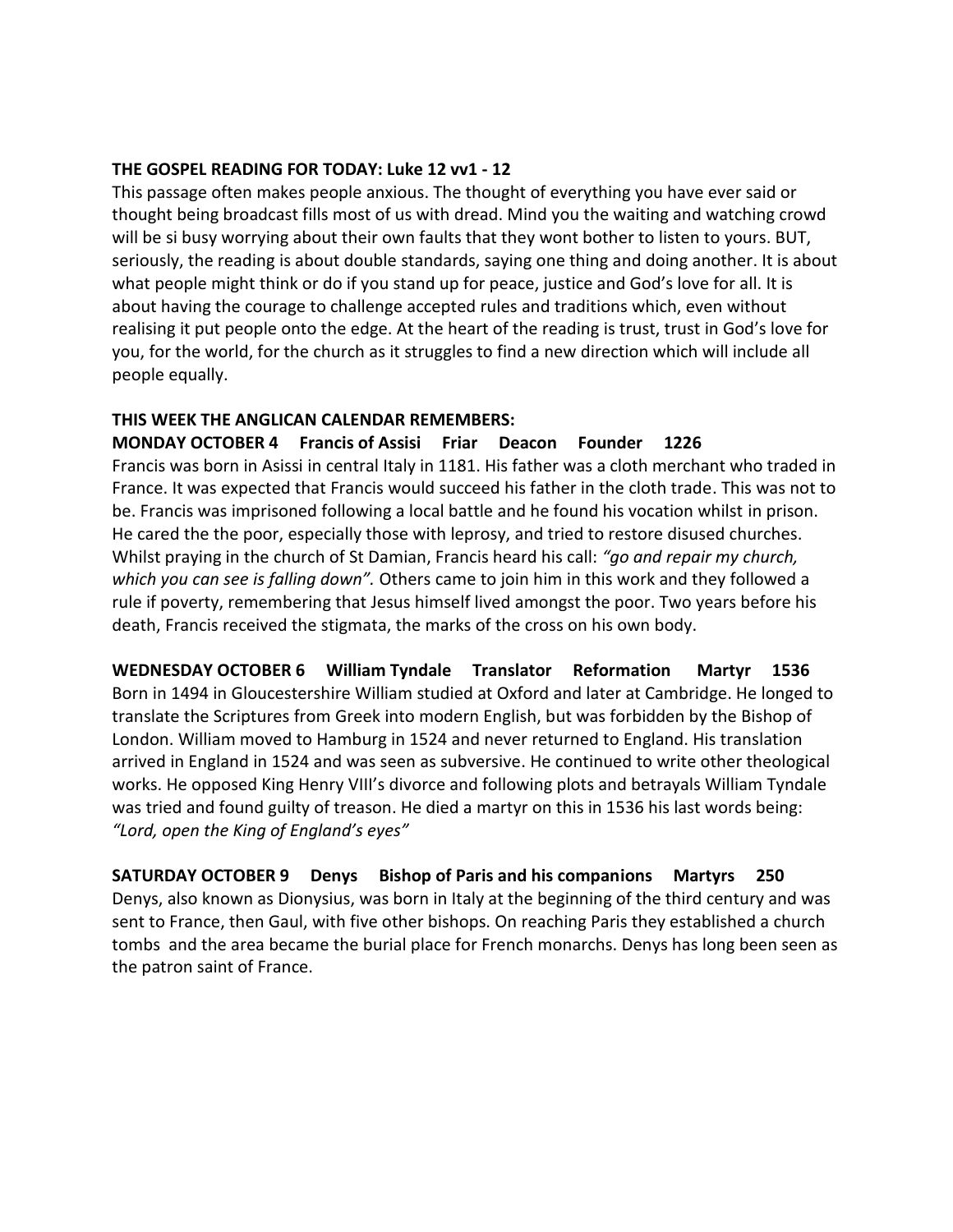**THE GOSPEL READING FOR TODAY: Luke 12 vv1 - 12**

This passage often makes people anxious. The thought of everything you have ever said or thought being broadcast fills most of us with dread. Mind you the waiting and watching crowd will be si busy worrying about their own faults that they wont bother to listen to yours. BUT, seriously, the reading is about double standards, saying one thing and doing another. It is about what people might think or do if you stand up for peace, justice and God's love for all. It is about having the courage to challenge accepted rules and traditions which, even without realising it put people onto the edge. At the heart of the reading is trust, trust in God's love for you, for the world, for the church as it struggles to find a new direction which will include all people equally.

**THIS WEEK THE ANGLICAN CALENDAR REMEMBERS:**

**MONDAY OCTOBER 4 Francis of Assisi Friar Deacon Founder 1226**

Francis was born in Asissi in central Italy in 1181. His father was a cloth merchant who traded in France. It was expected that Francis would succeed his father in the cloth trade. This was not to be. Francis was imprisoned following a local battle and he found his vocation whilst in prison. He cared the the poor, especially those with leprosy, and tried to restore disused churches. Whilst praying in the church of St Damian, Francis heard his call: *"go and repair my church, which you can see is falling down".* Others came to join him in this work and they followed a rule if poverty, remembering that Jesus himself lived amongst the poor. Two years before his death, Francis received the stigmata, the marks of the cross on his own body.

**WEDNESDAY OCTOBER 6 William Tyndale Translator Reformation Martyr 1536**

Born in 1494 in Gloucestershire William studied at Oxford and later at Cambridge. He longed to translate the Scriptures from Greek into modern English, but was forbidden by the Bishop of London. William moved to Hamburg in 1524 and never returned to England. His translation arrived in England in 1524 and was seen as subversive. He continued to write other theological works. He opposed King Henry VIII's divorce and following plots and betrayals William Tyndale was tried and found guilty of treason. He died a martyr on this in 1536 his last words being: *"Lord, open the King of England's eyes"*

**SATURDAY OCTOBER 9 Denys Bishop of Paris and his companions Martyrs 250**

Denys, also known as Dionysius, was born in Italy at the beginning of the third century and was sent to France, then Gaul, with five other bishops. On reaching Paris they established a church tombs and the area became the burial place for French monarchs. Denys has long been seen as the patron saint of France.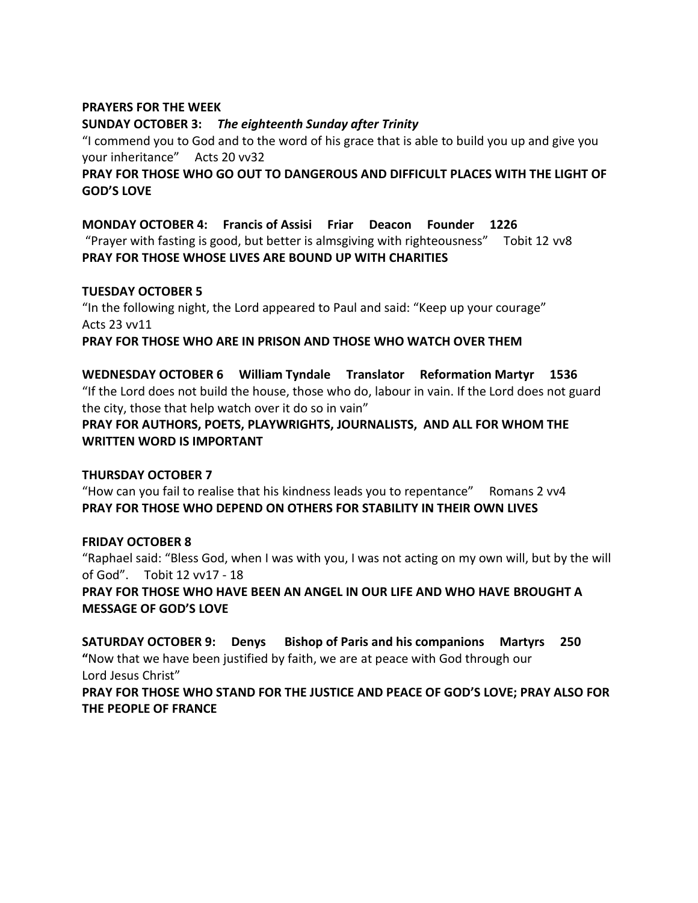**PRAYERS FOR THE WEEK**

**SUNDAY OCTOBER 3:** ***The eighteenth Sunday after Trinity***

"I commend you to God and to the word of his grace that is able to build you up and give you your inheritance"     Acts 20 vv32

**PRAY FOR THOSE WHO GO OUT TO DANGEROUS AND DIFFICULT PLACES WITH THE LIGHT OF GOD'S LOVE**

**MONDAY OCTOBER 4:     Francis of Assisi     Friar     Deacon     Founder     1226**

"Prayer with fasting is good, but better is almsgiving with righteousness"     Tobit 12 vv8

**PRAY FOR THOSE WHOSE LIVES ARE BOUND UP WITH CHARITIES**

**TUESDAY OCTOBER 5**

"In the following night, the Lord appeared to Paul and said: "Keep up your courage"
Acts 23 vv11

**PRAY FOR THOSE WHO ARE IN PRISON AND THOSE WHO WATCH OVER THEM**

**WEDNESDAY OCTOBER 6     William Tyndale     Translator     Reformation Martyr     1536**

"If the Lord does not build the house, those who do, labour in vain. If the Lord does not guard the city, those that help watch over it do so in vain"

**PRAY FOR AUTHORS, POETS, PLAYWRIGHTS, JOURNALISTS, AND ALL FOR WHOM THE WRITTEN WORD IS IMPORTANT**

**THURSDAY OCTOBER 7**

"How can you fail to realise that his kindness leads you to repentance"     Romans 2 vv4

**PRAY FOR THOSE WHO DEPEND ON OTHERS FOR STABILITY IN THEIR OWN LIVES**

**FRIDAY OCTOBER 8**

"Raphael said: "Bless God, when I was with you, I was not acting on my own will, but by the will of God".     Tobit 12 vv17 - 18

**PRAY FOR THOSE WHO HAVE BEEN AN ANGEL IN OUR LIFE AND WHO HAVE BROUGHT A MESSAGE OF GOD'S LOVE**

**SATURDAY OCTOBER 9:     Denys     Bishop of Paris and his companions     Martyrs     250**

**"**Now that we have been justified by faith, we are at peace with God through our Lord Jesus Christ"

**PRAY FOR THOSE WHO STAND FOR THE JUSTICE AND PEACE OF GOD'S LOVE; PRAY ALSO FOR THE PEOPLE OF FRANCE**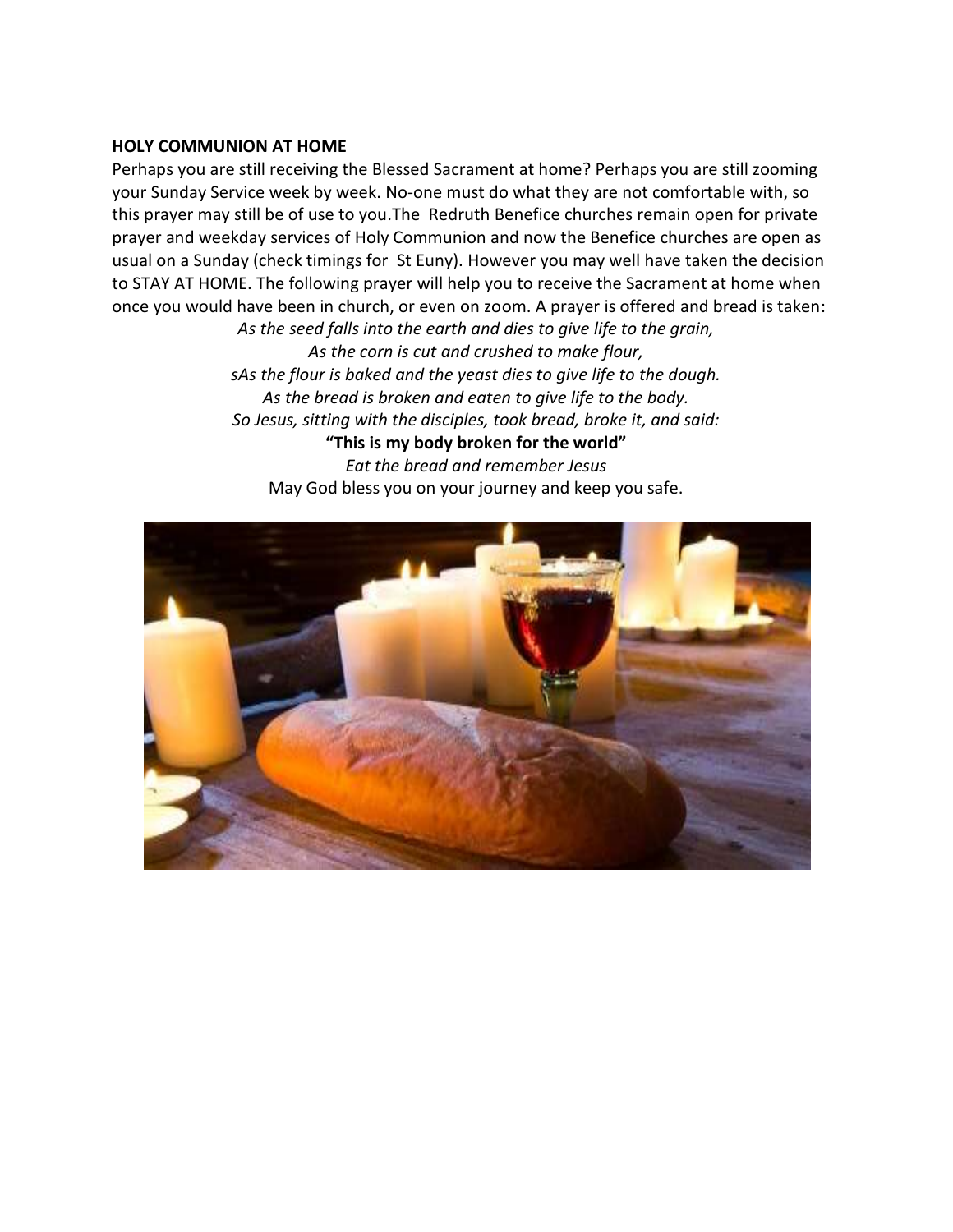**HOLY COMMUNION AT HOME**

Perhaps you are still receiving the Blessed Sacrament at home? Perhaps you are still zooming your Sunday Service week by week. No-one must do what they are not comfortable with, so this prayer may still be of use to you.The Redruth Benefice churches remain open for private prayer and weekday services of Holy Communion and now the Benefice churches are open as usual on a Sunday (check timings for St Euny). However you may well have taken the decision to STAY AT HOME. The following prayer will help you to receive the Sacrament at home when once you would have been in church, or even on zoom. A prayer is offered and bread is taken:

*As the seed falls into the earth and dies to give life to the grain,*
*As the corn is cut and crushed to make flour,*
*sAs the flour is baked and the yeast dies to give life to the dough.*
*As the bread is broken and eaten to give life to the body.*
*So Jesus, sitting with the disciples, took bread, broke it, and said:*
**"This is my body broken for the world"**
*Eat the bread and remember Jesus*
May God bless you on your journey and keep you safe.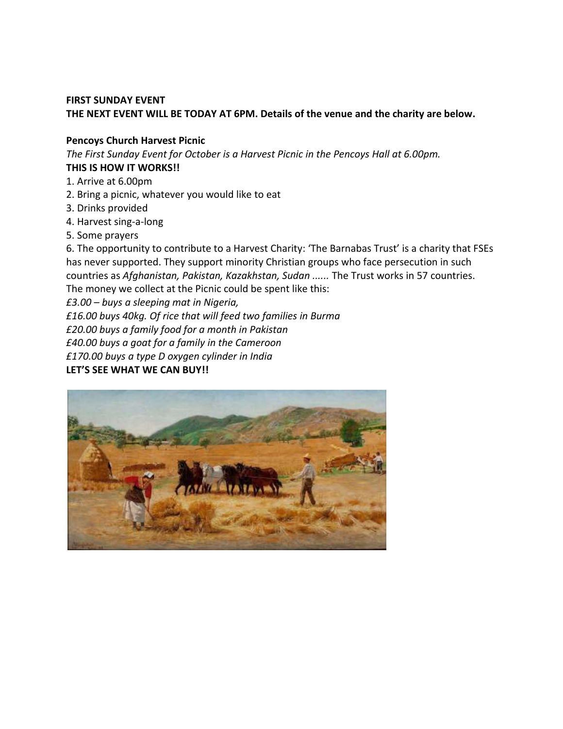**FIRST SUNDAY EVENT**
**THE NEXT EVENT WILL BE TODAY AT 6PM. Details of the venue and the charity are below.**

**Pencoys Church Harvest Picnic**

*The First Sunday Event for October is a Harvest Picnic in the Pencoys Hall at 6.00pm.*

**THIS IS HOW IT WORKS!!**

1. Arrive at 6.00pm
2. Bring a picnic, whatever you would like to eat
3. Drinks provided
4. Harvest sing-a-long
5. Some prayers
6. The opportunity to contribute to a Harvest Charity: 'The Barnabas Trust' is a charity that FSEs has never supported. They support minority Christian groups who face persecution in such countries as *Afghanistan, Pakistan, Kazakhstan, Sudan ......* The Trust works in 57 countries.

The money we collect at the Picnic could be spent like this:

*£3.00 – buys a sleeping mat in Nigeria,*
*£16.00 buys 40kg. Of rice that will feed two families in Burma*
*£20.00 buys a family food for a month in Pakistan*
*£40.00 buys a goat for a family in the Cameroon*
*£170.00 buys a type D oxygen cylinder in India*

**LET'S SEE WHAT WE CAN BUY!!**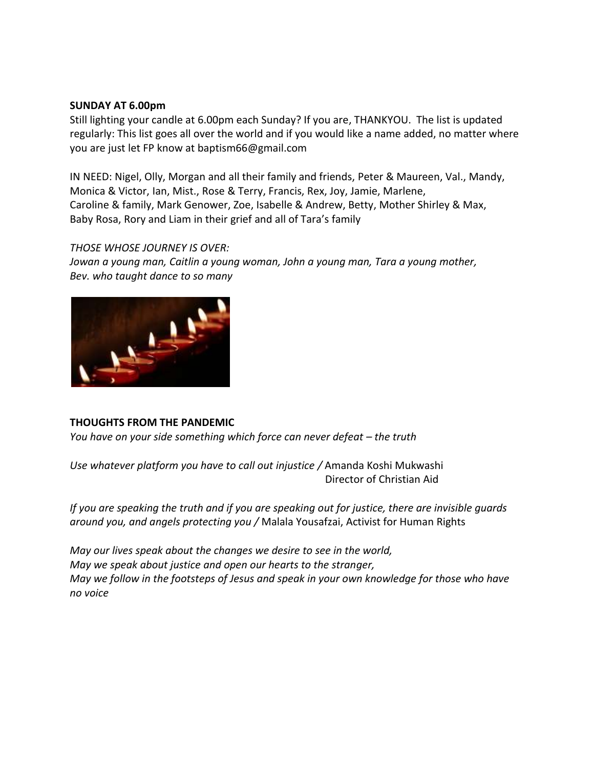**SUNDAY AT 6.00pm**

Still lighting your candle at 6.00pm each Sunday? If you are, THANKYOU. The list is updated regularly: This list goes all over the world and if you would like a name added, no matter where you are just let FP know at baptism66@gmail.com

IN NEED: Nigel, Olly, Morgan and all their family and friends, Peter & Maureen, Val., Mandy, Monica & Victor, Ian, Mist., Rose & Terry, Francis, Rex, Joy, Jamie, Marlene, Caroline & family, Mark Genower, Zoe, Isabelle & Andrew, Betty, Mother Shirley & Max, Baby Rosa, Rory and Liam in their grief and all of Tara's family

*THOSE WHOSE JOURNEY IS OVER:*
*Jowan a young man, Caitlin a young woman, John a young man, Tara a young mother, Bev. who taught dance to so many*

**THOUGHTS FROM THE PANDEMIC**

*You have on your side something which force can never defeat – the truth*

*Use whatever platform you have to call out injustice /* Amanda Koshi Mukwashi
Director of Christian Aid

*If you are speaking the truth and if you are speaking out for justice, there are invisible guards around you, and angels protecting you /* Malala Yousafzai, Activist for Human Rights

*May our lives speak about the changes we desire to see in the world,*
*May we speak about justice and open our hearts to the stranger,*
*May we follow in the footsteps of Jesus and speak in your own knowledge for those who have no voice*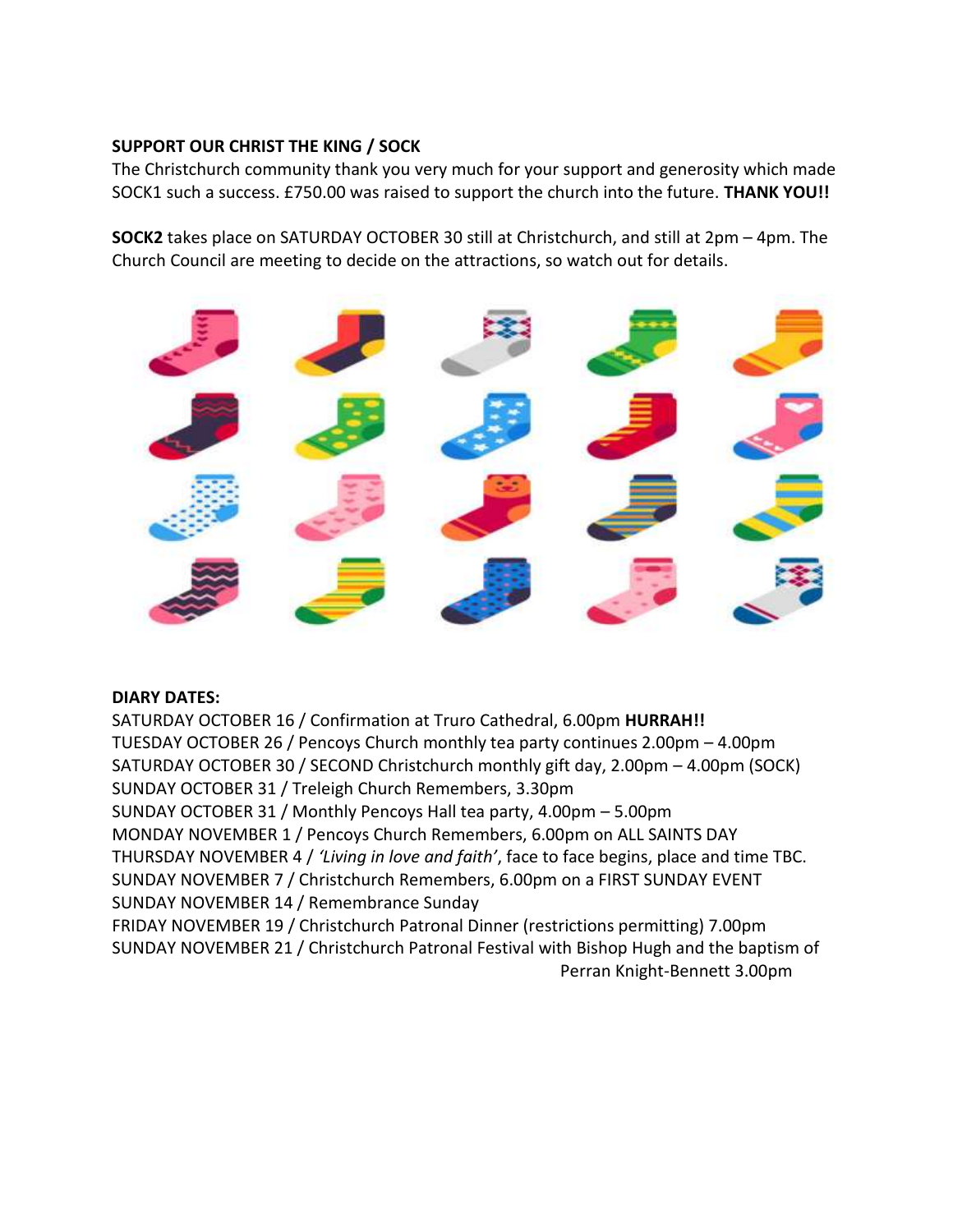**SUPPORT OUR CHRIST THE KING / SOCK**

The Christchurch community thank you very much for your support and generosity which made SOCK1 such a success. £750.00 was raised to support the church into the future. **THANK YOU!!**

**SOCK2** takes place on SATURDAY OCTOBER 30 still at Christchurch, and still at 2pm – 4pm. The Church Council are meeting to decide on the attractions, so watch out for details.

**DIARY DATES:**

SATURDAY OCTOBER 16 / Confirmation at Truro Cathedral, 6.00pm **HURRAH!!**
TUESDAY OCTOBER 26 / Pencoys Church monthly tea party continues 2.00pm – 4.00pm
SATURDAY OCTOBER 30 / SECOND Christchurch monthly gift day, 2.00pm – 4.00pm (SOCK)
SUNDAY OCTOBER 31 / Treleigh Church Remembers, 3.30pm
SUNDAY OCTOBER 31 / Monthly Pencoys Hall tea party, 4.00pm – 5.00pm
MONDAY NOVEMBER 1 / Pencoys Church Remembers, 6.00pm on ALL SAINTS DAY
THURSDAY NOVEMBER 4 / *'Living in love and faith'*, face to face begins, place and time TBC.
SUNDAY NOVEMBER 7 / Christchurch Remembers, 6.00pm on a FIRST SUNDAY EVENT
SUNDAY NOVEMBER 14 / Remembrance Sunday
FRIDAY NOVEMBER 19 / Christchurch Patronal Dinner (restrictions permitting) 7.00pm
SUNDAY NOVEMBER 21 / Christchurch Patronal Festival with Bishop Hugh and the baptism of Perran Knight-Bennett 3.00pm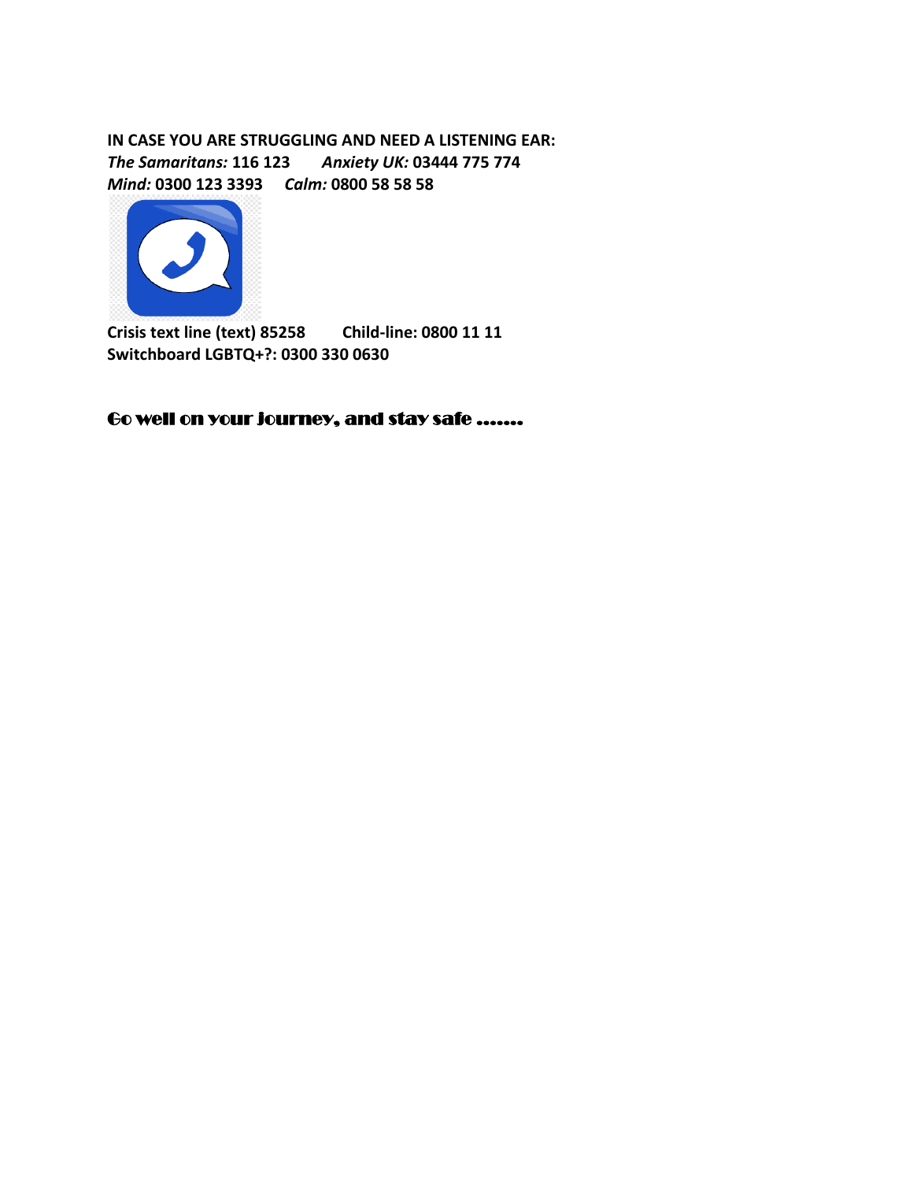**IN CASE YOU ARE STRUGGLING AND NEED A LISTENING EAR:**
***The Samaritans:*** **116 123** ***Anxiety UK:*** **03444 775 774**
***Mind:*** **0300 123 3393** ***Calm:*** **0800 58 58 58**

**Crisis text line (text) 85258** **Child-line: 0800 11 11**
**Switchboard LGBTQ+?: 0300 330 0630**

**Go well on your journey, and stay safe .......**